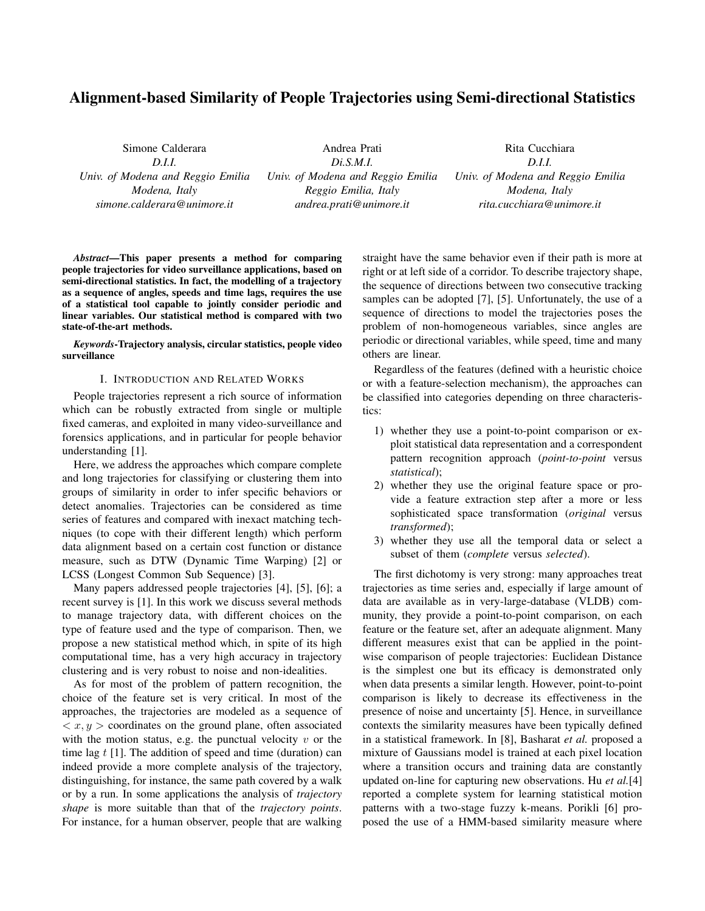# Alignment-based Similarity of People Trajectories using Semi-directional Statistics

Simone Calderara
*D.I.I.*
*Univ. of Modena and Reggio Emilia*
*Modena, Italy*
*simone.calderara@unimore.it*

Andrea Prati
*Di.S.M.I.*
*Univ. of Modena and Reggio Emilia*
*Reggio Emilia, Italy*
*andrea.prati@unimore.it*

Rita Cucchiara
*D.I.I.*
*Univ. of Modena and Reggio Emilia*
*Modena, Italy*
*rita.cucchiara@unimore.it*

***Abstract*—This paper presents a method for comparing people trajectories for video surveillance applications, based on semi-directional statistics. In fact, the modelling of a trajectory as a sequence of angles, speeds and time lags, requires the use of a statistical tool capable to jointly consider periodic and linear variables. Our statistical method is compared with two state-of-the-art methods.**

***Keywords*-Trajectory analysis, circular statistics, people video surveillance**

## I. Introduction and Related Works

People trajectories represent a rich source of information which can be robustly extracted from single or multiple fixed cameras, and exploited in many video-surveillance and forensics applications, and in particular for people behavior understanding [1].

Here, we address the approaches which compare complete and long trajectories for classifying or clustering them into groups of similarity in order to infer specific behaviors or detect anomalies. Trajectories can be considered as time series of features and compared with inexact matching techniques (to cope with their different length) which perform data alignment based on a certain cost function or distance measure, such as DTW (Dynamic Time Warping) [2] or LCSS (Longest Common Sub Sequence) [3].

Many papers addressed people trajectories [4], [5], [6]; a recent survey is [1]. In this work we discuss several methods to manage trajectory data, with different choices on the type of feature used and the type of comparison. Then, we propose a new statistical method which, in spite of its high computational time, has a very high accuracy in trajectory clustering and is very robust to noise and non-idealities.

As for most of the problem of pattern recognition, the choice of the feature set is very critical. In most of the approaches, the trajectories are modeled as a sequence of $< x, y >$ coordinates on the ground plane, often associated with the motion status, e.g. the punctual velocity $v$ or the time lag $t$ [1]. The addition of speed and time (duration) can indeed provide a more complete analysis of the trajectory, distinguishing, for instance, the same path covered by a walk or by a run. In some applications the analysis of *trajectory shape* is more suitable than that of the *trajectory points*. For instance, for a human observer, people that are walking straight have the same behavior even if their path is more at right or at left side of a corridor. To describe trajectory shape, the sequence of directions between two consecutive tracking samples can be adopted [7], [5]. Unfortunately, the use of a sequence of directions to model the trajectories poses the problem of non-homogeneous variables, since angles are periodic or directional variables, while speed, time and many others are linear.

Regardless of the features (defined with a heuristic choice or with a feature-selection mechanism), the approaches can be classified into categories depending on three characteristics:

1) whether they use a point-to-point comparison or exploit statistical data representation and a correspondent pattern recognition approach (*point-to-point* versus *statistical*);
2) whether they use the original feature space or provide a feature extraction step after a more or less sophisticated space transformation (*original* versus *transformed*);
3) whether they use all the temporal data or select a subset of them (*complete* versus *selected*).

The first dichotomy is very strong: many approaches treat trajectories as time series and, especially if large amount of data are available as in very-large-database (VLDB) community, they provide a point-to-point comparison, on each feature or the feature set, after an adequate alignment. Many different measures exist that can be applied in the point-wise comparison of people trajectories: Euclidean Distance is the simplest one but its efficacy is demonstrated only when data presents a similar length. However, point-to-point comparison is likely to decrease its effectiveness in the presence of noise and uncertainty [5]. Hence, in surveillance contexts the similarity measures have been typically defined in a statistical framework. In [8], Basharat *et al.* proposed a mixture of Gaussians model is trained at each pixel location where a transition occurs and training data are constantly updated on-line for capturing new observations. Hu *et al.*[4] reported a complete system for learning statistical motion patterns with a two-stage fuzzy k-means. Porikli [6] proposed the use of a HMM-based similarity measure where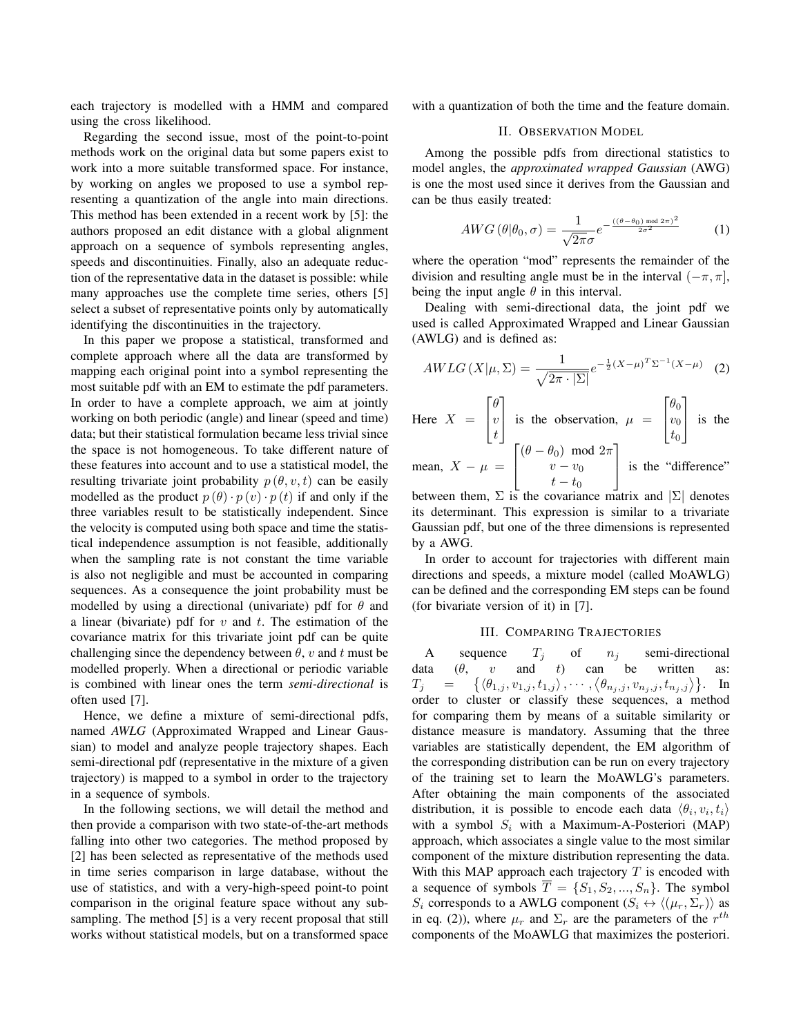each trajectory is modelled with a HMM and compared using the cross likelihood.

Regarding the second issue, most of the point-to-point methods work on the original data but some papers exist to work into a more suitable transformed space. For instance, by working on angles we proposed to use a symbol representing a quantization of the angle into main directions. This method has been extended in a recent work by [5]: the authors proposed an edit distance with a global alignment approach on a sequence of symbols representing angles, speeds and discontinuities. Finally, also an adequate reduction of the representative data in the dataset is possible: while many approaches use the complete time series, others [5] select a subset of representative points only by automatically identifying the discontinuities in the trajectory.

In this paper we propose a statistical, transformed and complete approach where all the data are transformed by mapping each original point into a symbol representing the most suitable pdf with an EM to estimate the pdf parameters. In order to have a complete approach, we aim at jointly working on both periodic (angle) and linear (speed and time) data; but their statistical formulation became less trivial since the space is not homogeneous. To take different nature of these features into account and to use a statistical model, the resulting trivariate joint probability $p(\theta, v, t)$ can be easily modelled as the product $p(\theta) \cdot p(v) \cdot p(t)$ if and only if the three variables result to be statistically independent. Since the velocity is computed using both space and time the statistical independence assumption is not feasible, additionally when the sampling rate is not constant the time variable is also not negligible and must be accounted in comparing sequences. As a consequence the joint probability must be modelled by using a directional (univariate) pdf for $\theta$ and a linear (bivariate) pdf for $v$ and $t$. The estimation of the covariance matrix for this trivariate joint pdf can be quite challenging since the dependency between $\theta$, $v$ and $t$ must be modelled properly. When a directional or periodic variable is combined with linear ones the term *semi-directional* is often used [7].

Hence, we define a mixture of semi-directional pdfs, named *AWLG* (Approximated Wrapped and Linear Gaussian) to model and analyze people trajectory shapes. Each semi-directional pdf (representative in the mixture of a given trajectory) is mapped to a symbol in order to the trajectory in a sequence of symbols.

In the following sections, we will detail the method and then provide a comparison with two state-of-the-art methods falling into other two categories. The method proposed by [2] has been selected as representative of the methods used in time series comparison in large database, without the use of statistics, and with a very-high-speed point-to point comparison in the original feature space without any subsampling. The method [5] is a very recent proposal that still works without statistical models, but on a transformed space with a quantization of both the time and the feature domain.

## II. Observation Model

Among the possible pdfs from directional statistics to model angles, the *approximated wrapped Gaussian* (AWG) is one the most used since it derives from the Gaussian and can be thus easily treated:

$$AWG(\theta|\theta_0, \sigma) = \frac{1}{\sqrt{2\pi}\sigma} e^{-\frac{((\theta-\theta_0) \bmod 2\pi)^2}{2\sigma^2}} \tag{1}$$

where the operation "mod" represents the remainder of the division and resulting angle must be in the interval $(-\pi, \pi]$, being the input angle $\theta$ in this interval.

Dealing with semi-directional data, the joint pdf we used is called Approximated Wrapped and Linear Gaussian (AWLG) and is defined as:

$$AWLG(X|\mu, \Sigma) = \frac{1}{\sqrt{2\pi \cdot |\Sigma|}} e^{-\frac{1}{2}(X-\mu)^T \Sigma^{-1} (X-\mu)} \tag{2}$$

Here $X = \begin{bmatrix} \theta \\ v \\ t \end{bmatrix}$ is the observation, $\mu = \begin{bmatrix} \theta_0 \\ v_0 \\ t_0 \end{bmatrix}$ is the mean, $X - \mu = \begin{bmatrix} (\theta - \theta_0) \mod 2\pi \\ v - v_0 \\ t - t_0 \end{bmatrix}$ is the "difference" between them, $\Sigma$ is the covariance matrix and $|\Sigma|$ denotes its determinant. This expression is similar to a trivariate Gaussian pdf, but one of the three dimensions is represented by a AWG.

In order to account for trajectories with different main directions and speeds, a mixture model (called MoAWLG) can be defined and the corresponding EM steps can be found (for bivariate version of it) in [7].

## III. Comparing Trajectories

A sequence $T_j$ of $n_j$ semi-directional data ($\theta$, $v$ and $t$) can be written as: $T_j = \{\langle\theta_{1,j}, v_{1,j}, t_{1,j}\rangle, \cdots, \langle\theta_{n_j,j}, v_{n_j,j}, t_{n_j,j}\rangle\}$. In order to cluster or classify these sequences, a method for comparing them by means of a suitable similarity or distance measure is mandatory. Assuming that the three variables are statistically dependent, the EM algorithm of the corresponding distribution can be run on every trajectory of the training set to learn the MoAWLG's parameters. After obtaining the main components of the associated distribution, it is possible to encode each data $\langle\theta_i, v_i, t_i\rangle$ with a symbol $S_i$ with a Maximum-A-Posteriori (MAP) approach, which associates a single value to the most similar component of the mixture distribution representing the data. With this MAP approach each trajectory $T$ is encoded with a sequence of symbols $\overline{T} = \{S_1, S_2, ..., S_n\}$. The symbol $S_i$ corresponds to a AWLG component ($S_i \leftrightarrow \langle(\mu_r, \Sigma_r)\rangle$ as in eq. (2)), where $\mu_r$ and $\Sigma_r$ are the parameters of the $r^{th}$ components of the MoAWLG that maximizes the posteriori.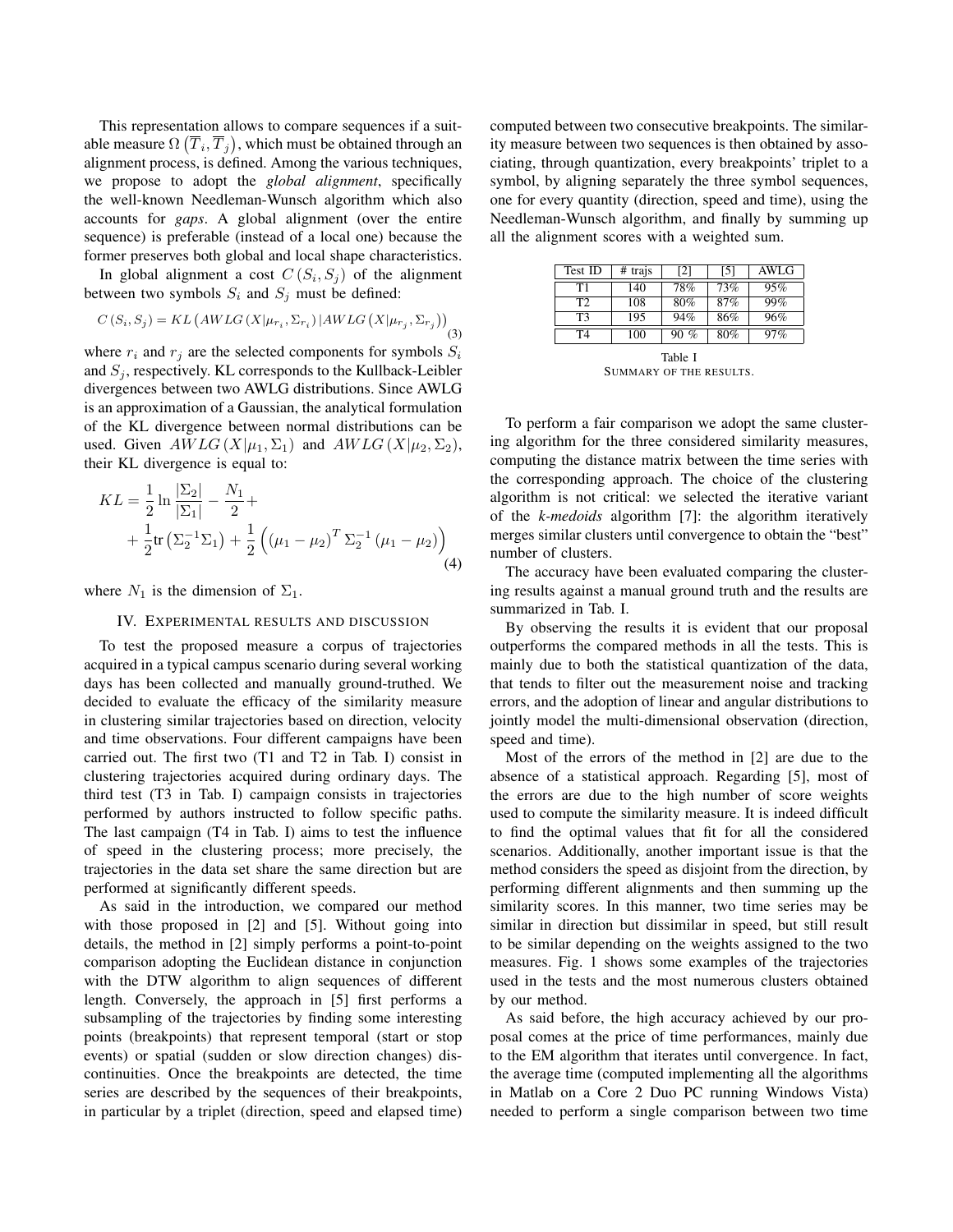This representation allows to compare sequences if a suitable measure $\Omega\left(\overline{T}_i, \overline{T}_j\right)$, which must be obtained through an alignment process, is defined. Among the various techniques, we propose to adopt the *global alignment*, specifically the well-known Needleman-Wunsch algorithm which also accounts for *gaps*. A global alignment (over the entire sequence) is preferable (instead of a local one) because the former preserves both global and local shape characteristics.

In global alignment a cost $C(S_i, S_j)$ of the alignment between two symbols $S_i$ and $S_j$ must be defined:

$$C(S_i, S_j) = KL\left(AWLG\left(X|\mu_{r_i}, \Sigma_{r_i}\right) | AWLG\left(X|\mu_{r_j}, \Sigma_{r_j}\right)\right) \tag{3}$$

where $r_i$ and $r_j$ are the selected components for symbols $S_i$ and $S_j$, respectively. KL corresponds to the Kullback-Leibler divergences between two AWLG distributions. Since AWLG is an approximation of a Gaussian, the analytical formulation of the KL divergence between normal distributions can be used. Given $AWLG(X|\mu_1, \Sigma_1)$ and $AWLG(X|\mu_2, \Sigma_2)$, their KL divergence is equal to:

$$\begin{aligned} KL = & \frac{1}{2}\ln\frac{|\Sigma_2|}{|\Sigma_1|} - \frac{N_1}{2} + \\ & + \frac{1}{2}\text{tr}\left(\Sigma_2^{-1}\Sigma_1\right) + \frac{1}{2}\left(\left(\mu_1 - \mu_2\right)^T \Sigma_2^{-1}\left(\mu_1 - \mu_2\right)\right) \end{aligned} \tag{4}$$

where $N_1$ is the dimension of $\Sigma_1$.

## IV. Experimental results and discussion

To test the proposed measure a corpus of trajectories acquired in a typical campus scenario during several working days has been collected and manually ground-truthed. We decided to evaluate the efficacy of the similarity measure in clustering similar trajectories based on direction, velocity and time observations. Four different campaigns have been carried out. The first two (T1 and T2 in Tab. I) consist in clustering trajectories acquired during ordinary days. The third test (T3 in Tab. I) campaign consists in trajectories performed by authors instructed to follow specific paths. The last campaign (T4 in Tab. I) aims to test the influence of speed in the clustering process; more precisely, the trajectories in the data set share the same direction but are performed at significantly different speeds.

As said in the introduction, we compared our method with those proposed in [2] and [5]. Without going into details, the method in [2] simply performs a point-to-point comparison adopting the Euclidean distance in conjunction with the DTW algorithm to align sequences of different length. Conversely, the approach in [5] first performs a subsampling of the trajectories by finding some interesting points (breakpoints) that represent temporal (start or stop events) or spatial (sudden or slow direction changes) discontinuities. Once the breakpoints are detected, the time series are described by the sequences of their breakpoints, in particular by a triplet (direction, speed and elapsed time) computed between two consecutive breakpoints. The similarity measure between two sequences is then obtained by associating, through quantization, every breakpoints' triplet to a symbol, by aligning separately the three symbol sequences, one for every quantity (direction, speed and time), using the Needleman-Wunsch algorithm, and finally by summing up all the alignment scores with a weighted sum.

| Test ID | # trajs | [2] | [5] | AWLG |
|---|---|---|---|---|
| T1 | 140 | 78% | 73% | 95% |
| T2 | 108 | 80% | 87% | 99% |
| T3 | 195 | 94% | 86% | 96% |
| T4 | 100 | 90 % | 80% | 97% |

Table I
Summary of the results.

To perform a fair comparison we adopt the same clustering algorithm for the three considered similarity measures, computing the distance matrix between the time series with the corresponding approach. The choice of the clustering algorithm is not critical: we selected the iterative variant of the *k-medoids* algorithm [7]: the algorithm iteratively merges similar clusters until convergence to obtain the "best" number of clusters.

The accuracy have been evaluated comparing the clustering results against a manual ground truth and the results are summarized in Tab. I.

By observing the results it is evident that our proposal outperforms the compared methods in all the tests. This is mainly due to both the statistical quantization of the data, that tends to filter out the measurement noise and tracking errors, and the adoption of linear and angular distributions to jointly model the multi-dimensional observation (direction, speed and time).

Most of the errors of the method in [2] are due to the absence of a statistical approach. Regarding [5], most of the errors are due to the high number of score weights used to compute the similarity measure. It is indeed difficult to find the optimal values that fit for all the considered scenarios. Additionally, another important issue is that the method considers the speed as disjoint from the direction, by performing different alignments and then summing up the similarity scores. In this manner, two time series may be similar in direction but dissimilar in speed, but still result to be similar depending on the weights assigned to the two measures. Fig. 1 shows some examples of the trajectories used in the tests and the most numerous clusters obtained by our method.

As said before, the high accuracy achieved by our proposal comes at the price of time performances, mainly due to the EM algorithm that iterates until convergence. In fact, the average time (computed implementing all the algorithms in Matlab on a Core 2 Duo PC running Windows Vista) needed to perform a single comparison between two time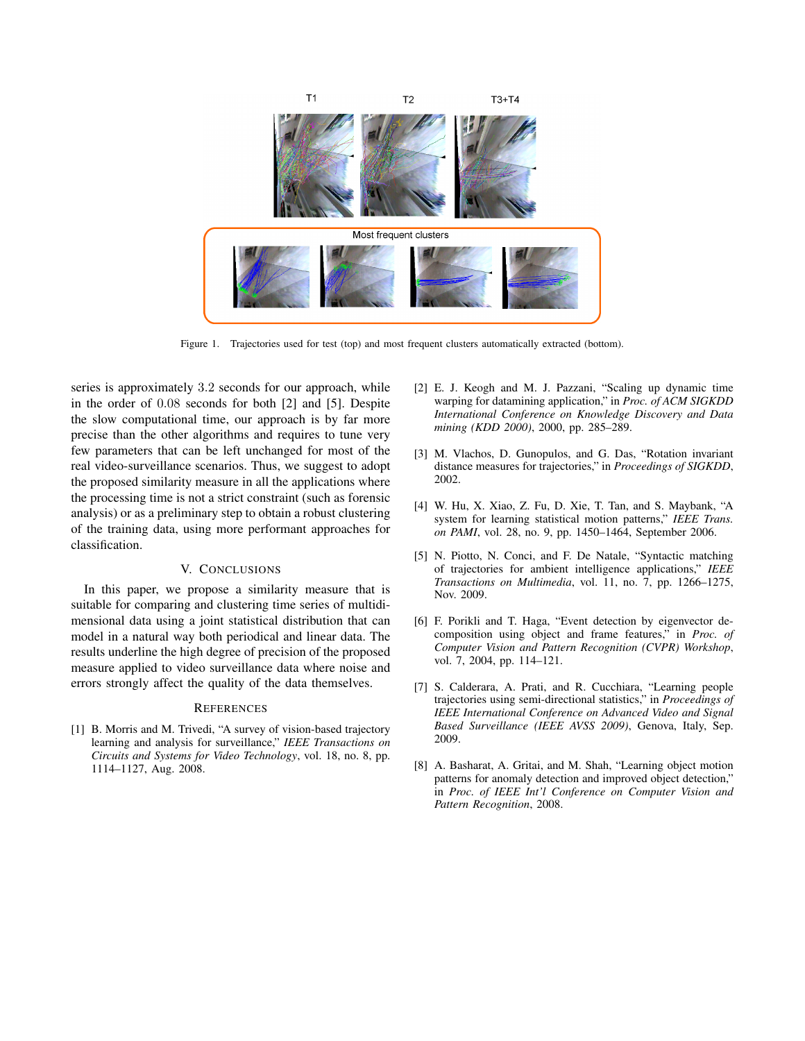T1

T2

T3+T4

Most frequent clusters

Figure 1. Trajectories used for test (top) and most frequent clusters automatically extracted (bottom).

series is approximately 3.2 seconds for our approach, while in the order of 0.08 seconds for both [2] and [5]. Despite the slow computational time, our approach is by far more precise than the other algorithms and requires to tune very few parameters that can be left unchanged for most of the real video-surveillance scenarios. Thus, we suggest to adopt the proposed similarity measure in all the applications where the processing time is not a strict constraint (such as forensic analysis) or as a preliminary step to obtain a robust clustering of the training data, using more performant approaches for classification.

## V. Conclusions

In this paper, we propose a similarity measure that is suitable for comparing and clustering time series of multidimensional data using a joint statistical distribution that can model in a natural way both periodical and linear data. The results underline the high degree of precision of the proposed measure applied to video surveillance data where noise and errors strongly affect the quality of the data themselves.

## References

[1] B. Morris and M. Trivedi, "A survey of vision-based trajectory learning and analysis for surveillance," *IEEE Transactions on Circuits and Systems for Video Technology*, vol. 18, no. 8, pp. 1114–1127, Aug. 2008.

[2] E. J. Keogh and M. J. Pazzani, "Scaling up dynamic time warping for datamining application," in *Proc. of ACM SIGKDD International Conference on Knowledge Discovery and Data mining (KDD 2000)*, 2000, pp. 285–289.

[3] M. Vlachos, D. Gunopulos, and G. Das, "Rotation invariant distance measures for trajectories," in *Proceedings of SIGKDD*, 2002.

[4] W. Hu, X. Xiao, Z. Fu, D. Xie, T. Tan, and S. Maybank, "A system for learning statistical motion patterns," *IEEE Trans. on PAMI*, vol. 28, no. 9, pp. 1450–1464, September 2006.

[5] N. Piotto, N. Conci, and F. De Natale, "Syntactic matching of trajectories for ambient intelligence applications," *IEEE Transactions on Multimedia*, vol. 11, no. 7, pp. 1266–1275, Nov. 2009.

[6] F. Porikli and T. Haga, "Event detection by eigenvector decomposition using object and frame features," in *Proc. of Computer Vision and Pattern Recognition (CVPR) Workshop*, vol. 7, 2004, pp. 114–121.

[7] S. Calderara, A. Prati, and R. Cucchiara, "Learning people trajectories using semi-directional statistics," in *Proceedings of IEEE International Conference on Advanced Video and Signal Based Surveillance (IEEE AVSS 2009)*, Genova, Italy, Sep. 2009.

[8] A. Basharat, A. Gritai, and M. Shah, "Learning object motion patterns for anomaly detection and improved object detection," in *Proc. of IEEE Int'l Conference on Computer Vision and Pattern Recognition*, 2008.